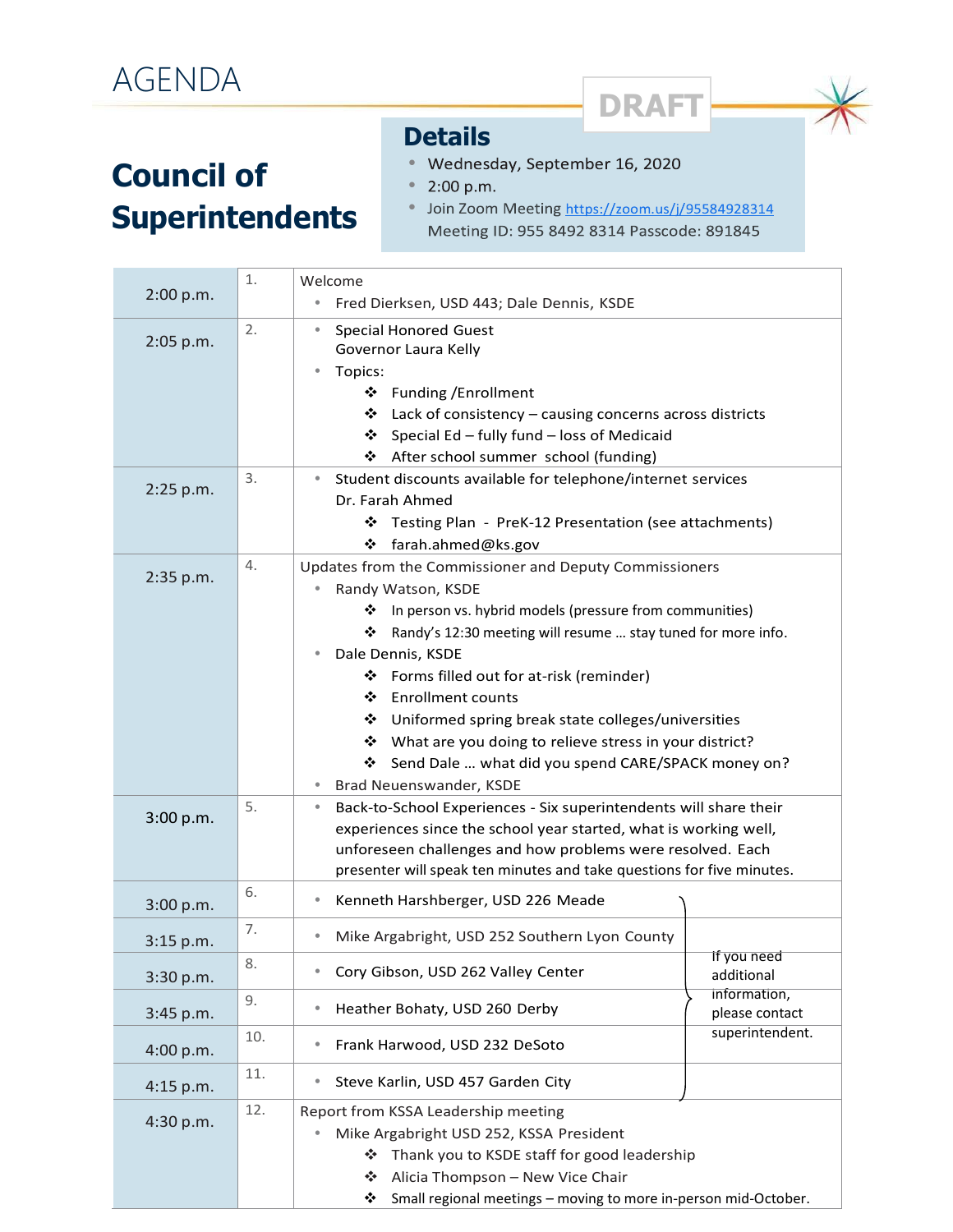# AGENDA

DRAFT

## Council of Superintendents

### Details

- Wednesday, September 16, 2020
- 2:00 p.m.
- Join Zoom Meeting https://zoom.us/j/95584928314
  Meeting ID: 955 8492 8314 Passcode: 891845

| Time | # | Item |
|---|---|---|
| 2:00 p.m. | 1. | Welcome<br>• Fred Dierksen, USD 443; Dale Dennis, KSDE |
| 2:05 p.m. | 2. | • Special Honored Guest<br>Governor Laura Kelly<br>• Topics:<br>❖ Funding /Enrollment<br>❖ Lack of consistency – causing concerns across districts<br>❖ Special Ed – fully fund – loss of Medicaid<br>❖ After school summer school (funding) |
| 2:25 p.m. | 3. | • Student discounts available for telephone/internet services<br>Dr. Farah Ahmed<br>❖ Testing Plan - PreK-12 Presentation (see attachments)<br>❖ farah.ahmed@ks.gov |
| 2:35 p.m. | 4. | Updates from the Commissioner and Deputy Commissioners<br>• Randy Watson, KSDE<br>❖ In person vs. hybrid models (pressure from communities)<br>❖ Randy's 12:30 meeting will resume … stay tuned for more info.<br>• Dale Dennis, KSDE<br>❖ Forms filled out for at-risk (reminder)<br>❖ Enrollment counts<br>❖ Uniformed spring break state colleges/universities<br>❖ What are you doing to relieve stress in your district?<br>❖ Send Dale … what did you spend CARE/SPACK money on?<br>• Brad Neuenswander, KSDE |
| 3:00 p.m. | 5. | • Back-to-School Experiences - Six superintendents will share their experiences since the school year started, what is working well, unforeseen challenges and how problems were resolved. Each presenter will speak ten minutes and take questions for five minutes. |
| 3:00 p.m. | 6. | • Kenneth Harshberger, USD 226 Meade |
| 3:15 p.m. | 7. | • Mike Argabright, USD 252 Southern Lyon County |
| 3:30 p.m. | 8. | • Cory Gibson, USD 262 Valley Center |
| 3:45 p.m. | 9. | • Heather Bohaty, USD 260 Derby |
| 4:00 p.m. | 10. | • Frank Harwood, USD 232 DeSoto |
| 4:15 p.m. | 11. | • Steve Karlin, USD 457 Garden City |
| 4:30 p.m. | 12. | Report from KSSA Leadership meeting<br>• Mike Argabright USD 252, KSSA President<br>❖ Thank you to KSDE staff for good leadership<br>❖ Alicia Thompson – New Vice Chair<br>❖ Small regional meetings – moving to more in-person mid-October. |

(Items 6–11: If you need additional information, please contact superintendent.)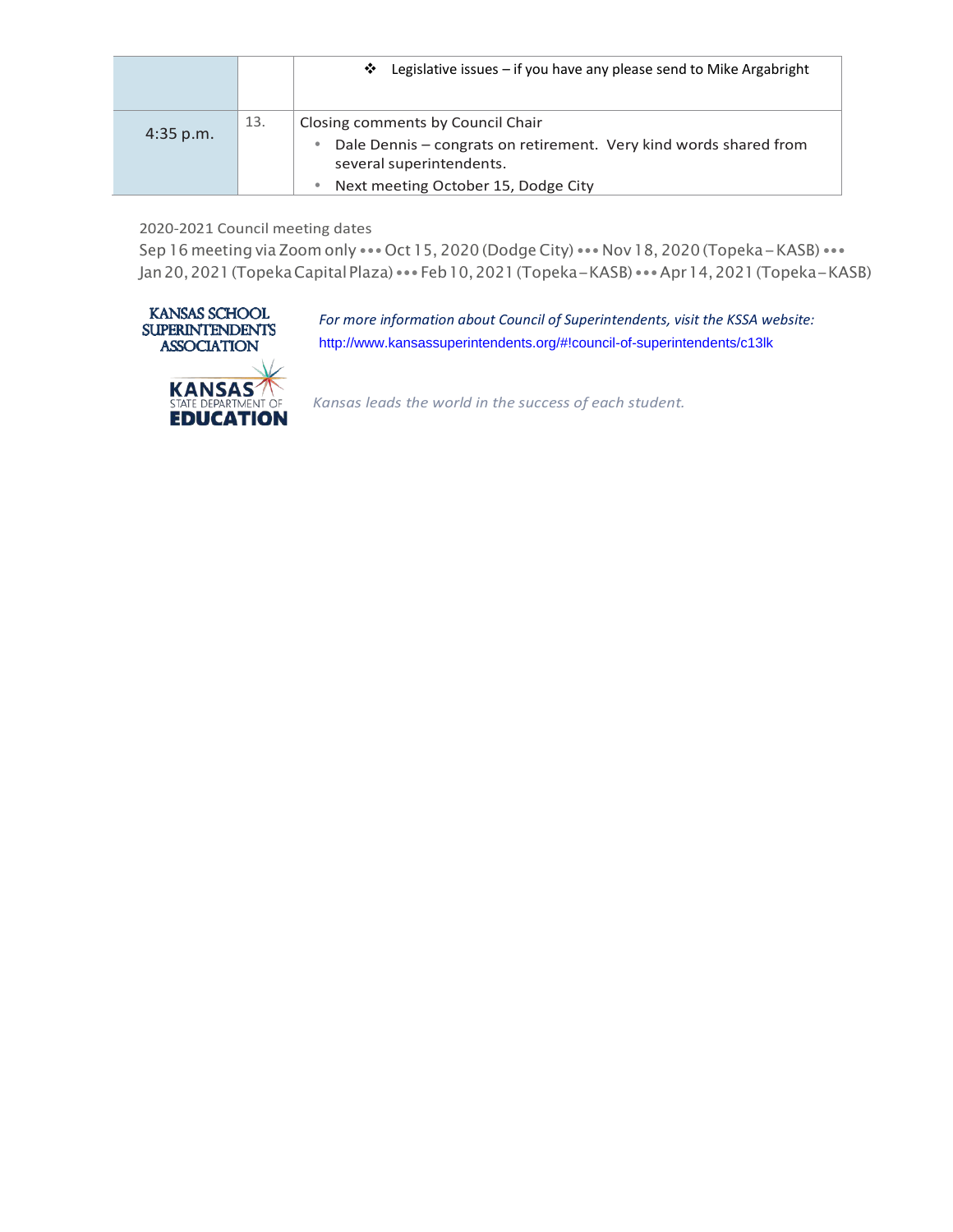| | | |
|---|---|---|
| | | ❖ Legislative issues – if you have any please send to Mike Argabright |
| 4:35 p.m. | 13. | Closing comments by Council Chair<br>• Dale Dennis – congrats on retirement. Very kind words shared from several superintendents.<br>• Next meeting October 15, Dodge City |

2020-2021 Council meeting dates

Sep 16 meeting via Zoom only ••• Oct 15, 2020 (Dodge City) ••• Nov 18, 2020 (Topeka – KASB) ••• Jan 20, 2021 (Topeka Capital Plaza) ••• Feb 10, 2021 (Topeka – KASB) ••• Apr 14, 2021 (Topeka – KASB)

KANSAS SCHOOL SUPERINTENDENTS ASSOCIATION

*For more information about Council of Superintendents, visit the KSSA website:*
http://www.kansassuperintendents.org/#!council-of-superintendents/c13lk

KANSAS STATE DEPARTMENT OF EDUCATION

*Kansas leads the world in the success of each student.*